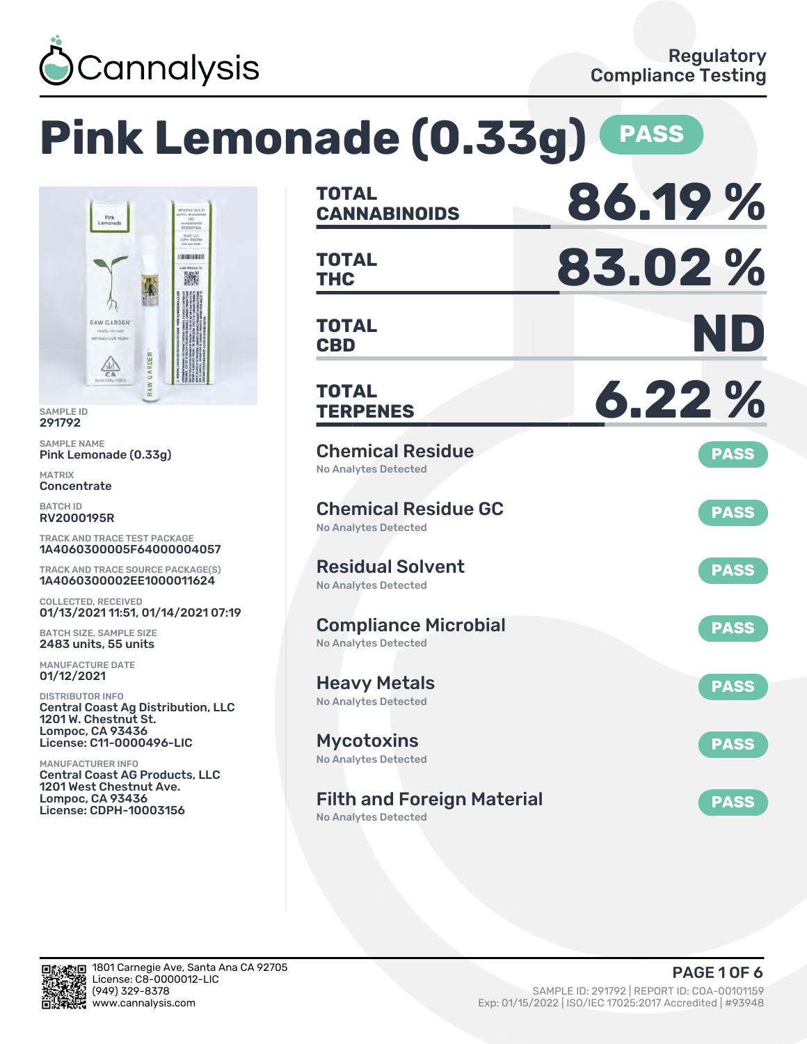Cannalysis

Regulatory Compliance Testing

# Pink Lemonade (0.33g) PASS

SAMPLE ID
291792

SAMPLE NAME
Pink Lemonade (0.33g)

MATRIX
Concentrate

BATCH ID
RV2000195R

TRACK AND TRACE TEST PACKAGE
1A4060300005F64000004057

TRACK AND TRACE SOURCE PACKAGE(S)
1A4060300002EE1000011624

COLLECTED, RECEIVED
01/13/2021 11:51, 01/14/2021 07:19

BATCH SIZE, SAMPLE SIZE
2483 units, 55 units

MANUFACTURE DATE
01/12/2021

DISTRIBUTOR INFO
Central Coast Ag Distribution, LLC
1201 W. Chestnut St.
Lompoc, CA 93436
License: C11-0000496-LIC

MANUFACTURER INFO
Central Coast AG Products, LLC
1201 West Chestnut Ave.
Lompoc, CA 93436
License: CDPH-10003156

| | |
|---|---|
| **TOTAL CANNABINOIDS** | **86.19 %** |
| **TOTAL THC** | **83.02 %** |
| **TOTAL CBD** | **ND** |
| **TOTAL TERPENES** | **6.22 %** |

## Chemical Residue — PASS
No Analytes Detected

## Chemical Residue GC — PASS
No Analytes Detected

## Residual Solvent — PASS
No Analytes Detected

## Compliance Microbial — PASS
No Analytes Detected

## Heavy Metals — PASS
No Analytes Detected

## Mycotoxins — PASS
No Analytes Detected

## Filth and Foreign Material — PASS
No Analytes Detected

1801 Carnegie Ave, Santa Ana CA 92705
License: C8-0000012-LIC
(949) 329-8378
www.cannalysis.com

SAMPLE ID: 291792 | REPORT ID: COA-00101159
Exp: 01/15/2022 | ISO/IEC 17025:2017 Accredited | #93948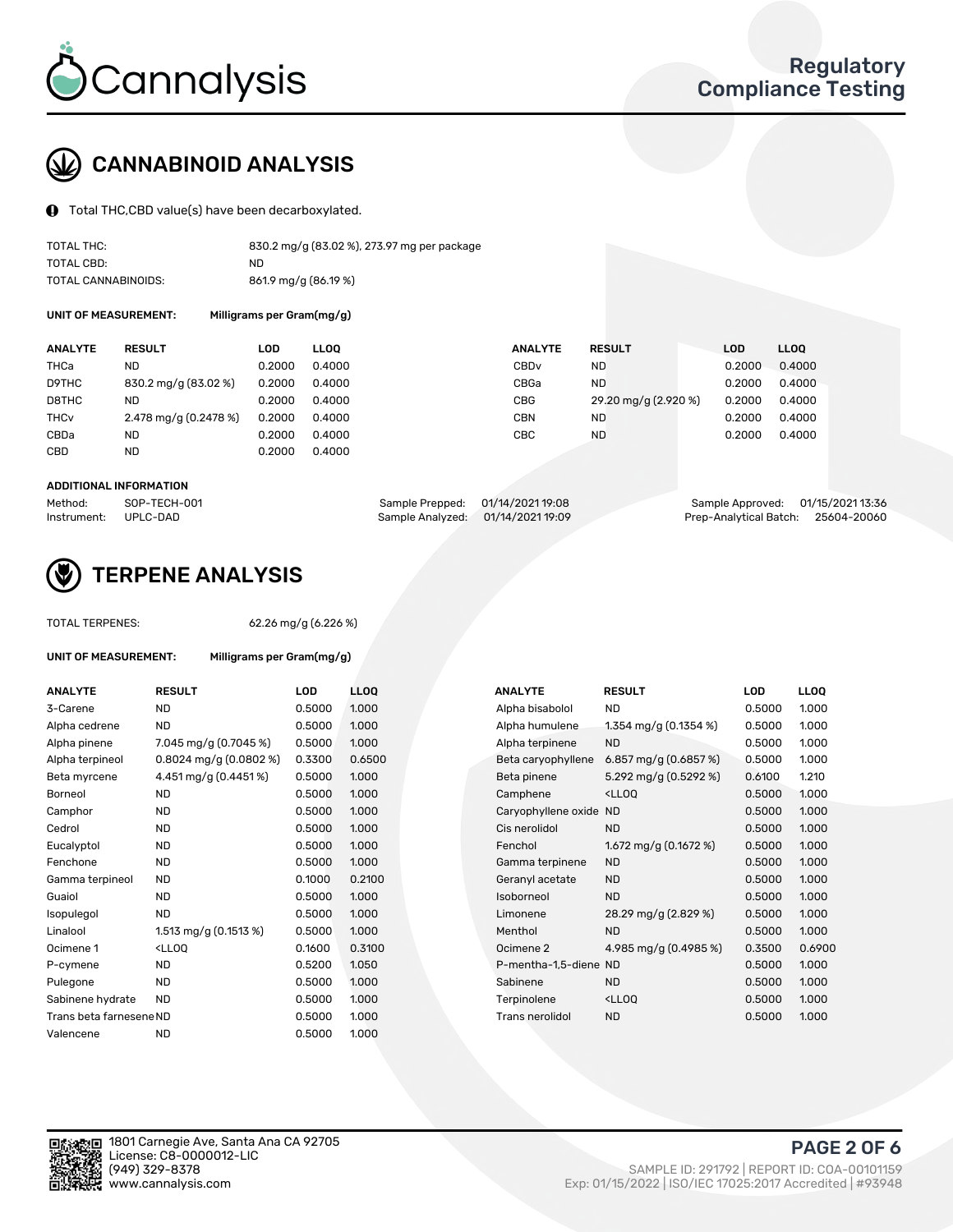# CANNABINOID ANALYSIS

Total THC,CBD value(s) have been decarboxylated.

| | |
|---|---|
| TOTAL THC: | 830.2 mg/g (83.02 %), 273.97 mg per package |
| TOTAL CBD: | ND |
| TOTAL CANNABINOIDS: | 861.9 mg/g (86.19 %) |

**UNIT OF MEASUREMENT:** Milligrams per Gram(mg/g)

| ANALYTE | RESULT | LOD | LLOQ | ANALYTE | RESULT | LOD | LLOQ |
|---|---|---|---|---|---|---|---|
| THCa | ND | 0.2000 | 0.4000 | CBDv | ND | 0.2000 | 0.4000 |
| D9THC | 830.2 mg/g (83.02 %) | 0.2000 | 0.4000 | CBGa | ND | 0.2000 | 0.4000 |
| D8THC | ND | 0.2000 | 0.4000 | CBG | 29.20 mg/g (2.920 %) | 0.2000 | 0.4000 |
| THCv | 2.478 mg/g (0.2478 %) | 0.2000 | 0.4000 | CBN | ND | 0.2000 | 0.4000 |
| CBDa | ND | 0.2000 | 0.4000 | CBC | ND | 0.2000 | 0.4000 |
| CBD | ND | 0.2000 | 0.4000 | | | | |

**ADDITIONAL INFORMATION**

| | | | | | |
|---|---|---|---|---|---|
| Method: | SOP-TECH-001 | Sample Prepped: | 01/14/2021 19:08 | Sample Approved: | 01/15/2021 13:36 |
| Instrument: | UPLC-DAD | Sample Analyzed: | 01/14/2021 19:09 | Prep-Analytical Batch: | 25604-20060 |

# TERPENE ANALYSIS

TOTAL TERPENES: 62.26 mg/g (6.226 %)

**UNIT OF MEASUREMENT:** Milligrams per Gram(mg/g)

| ANALYTE | RESULT | LOD | LLOQ | ANALYTE | RESULT | LOD | LLOQ |
|---|---|---|---|---|---|---|---|
| 3-Carene | ND | 0.5000 | 1.000 | Alpha bisabolol | ND | 0.5000 | 1.000 |
| Alpha cedrene | ND | 0.5000 | 1.000 | Alpha humulene | 1.354 mg/g (0.1354 %) | 0.5000 | 1.000 |
| Alpha pinene | 7.045 mg/g (0.7045 %) | 0.5000 | 1.000 | Alpha terpinene | ND | 0.5000 | 1.000 |
| Alpha terpineol | 0.8024 mg/g (0.0802 %) | 0.3300 | 0.6500 | Beta caryophyllene | 6.857 mg/g (0.6857 %) | 0.5000 | 1.000 |
| Beta myrcene | 4.451 mg/g (0.4451 %) | 0.5000 | 1.000 | Beta pinene | 5.292 mg/g (0.5292 %) | 0.6100 | 1.210 |
| Borneol | ND | 0.5000 | 1.000 | Camphene | <LLOQ | 0.5000 | 1.000 |
| Camphor | ND | 0.5000 | 1.000 | Caryophyllene oxide | ND | 0.5000 | 1.000 |
| Cedrol | ND | 0.5000 | 1.000 | Cis nerolidol | ND | 0.5000 | 1.000 |
| Eucalyptol | ND | 0.5000 | 1.000 | Fenchol | 1.672 mg/g (0.1672 %) | 0.5000 | 1.000 |
| Fenchone | ND | 0.5000 | 1.000 | Gamma terpinene | ND | 0.5000 | 1.000 |
| Gamma terpineol | ND | 0.1000 | 0.2100 | Geranyl acetate | ND | 0.5000 | 1.000 |
| Guaiol | ND | 0.5000 | 1.000 | Isoborneol | ND | 0.5000 | 1.000 |
| Isopulegol | ND | 0.5000 | 1.000 | Limonene | 28.29 mg/g (2.829 %) | 0.5000 | 1.000 |
| Linalool | 1.513 mg/g (0.1513 %) | 0.5000 | 1.000 | Menthol | ND | 0.5000 | 1.000 |
| Ocimene 1 | <LLOQ | 0.1600 | 0.3100 | Ocimene 2 | 4.985 mg/g (0.4985 %) | 0.3500 | 0.6900 |
| P-cymene | ND | 0.5200 | 1.050 | P-mentha-1,5-diene | ND | 0.5000 | 1.000 |
| Pulegone | ND | 0.5000 | 1.000 | Sabinene | ND | 0.5000 | 1.000 |
| Sabinene hydrate | ND | 0.5000 | 1.000 | Terpinolene | <LLOQ | 0.5000 | 1.000 |
| Trans beta farnesene | ND | 0.5000 | 1.000 | Trans nerolidol | ND | 0.5000 | 1.000 |
| Valencene | ND | 0.5000 | 1.000 | | | | |

1801 Carnegie Ave, Santa Ana CA 92705
License: C8-0000012-LIC
(949) 329-8378
www.cannalysis.com

SAMPLE ID: 291792 | REPORT ID: COA-00101159
Exp: 01/15/2022 | ISO/IEC 17025:2017 Accredited | #93948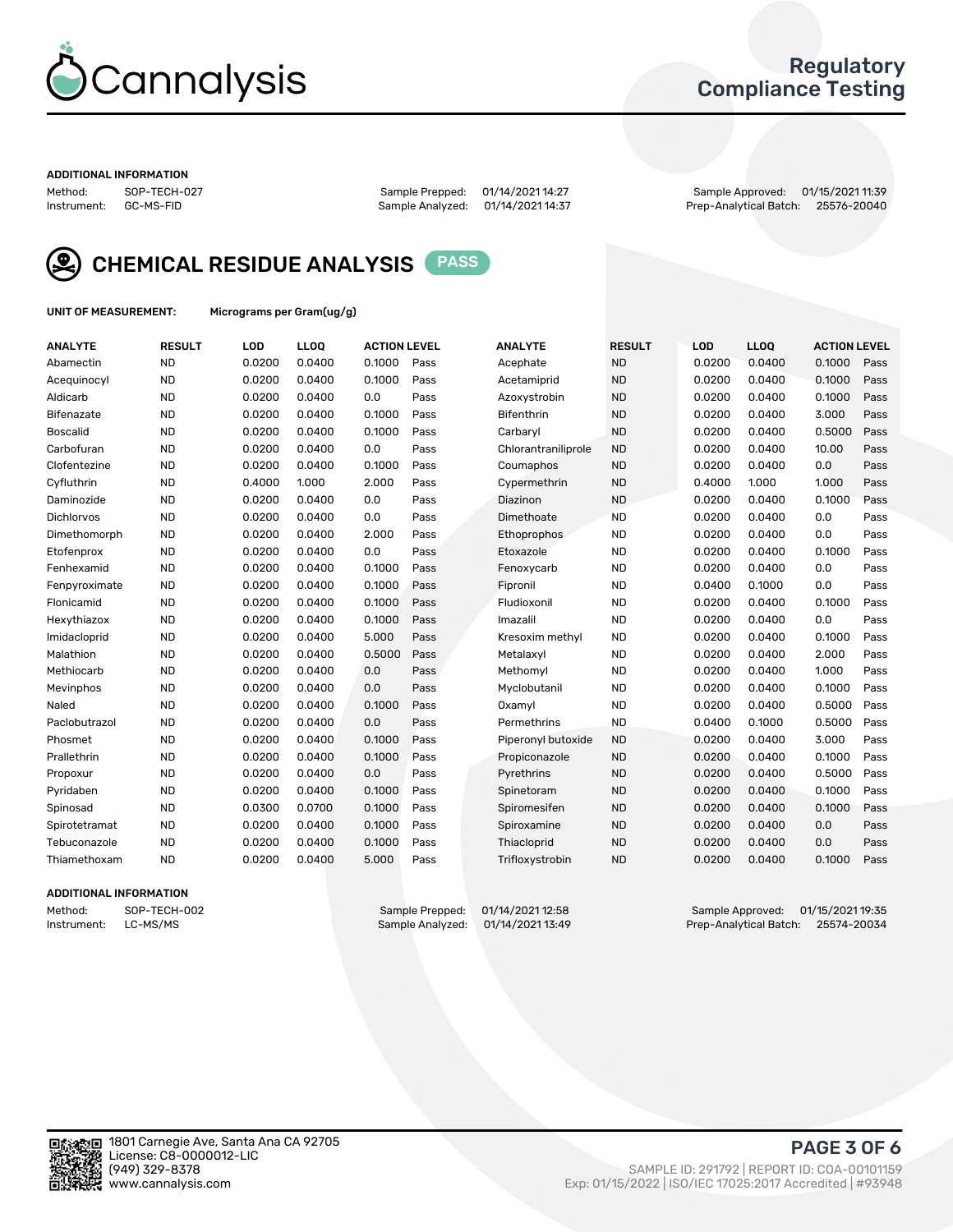Regulatory Compliance Testing

ADDITIONAL INFORMATION

Method: SOP-TECH-027 | Sample Prepped: 01/14/2021 14:27 | Sample Approved: 01/15/2021 11:39
Instrument: GC-MS-FID | Sample Analyzed: 01/14/2021 14:37 | Prep-Analytical Batch: 25576-20040

## CHEMICAL RESIDUE ANALYSIS PASS

UNIT OF MEASUREMENT: Micrograms per Gram(ug/g)

| ANALYTE | RESULT | LOD | LLOQ | ACTION LEVEL | | ANALYTE | RESULT | LOD | LLOQ | ACTION LEVEL | |
|---|---|---|---|---|---|---|---|---|---|---|---|
| Abamectin | ND | 0.0200 | 0.0400 | 0.1000 | Pass | Acephate | ND | 0.0200 | 0.0400 | 0.1000 | Pass |
| Acequinocyl | ND | 0.0200 | 0.0400 | 0.1000 | Pass | Acetamiprid | ND | 0.0200 | 0.0400 | 0.1000 | Pass |
| Aldicarb | ND | 0.0200 | 0.0400 | 0.0 | Pass | Azoxystrobin | ND | 0.0200 | 0.0400 | 0.1000 | Pass |
| Bifenazate | ND | 0.0200 | 0.0400 | 0.1000 | Pass | Bifenthrin | ND | 0.0200 | 0.0400 | 3.000 | Pass |
| Boscalid | ND | 0.0200 | 0.0400 | 0.1000 | Pass | Carbaryl | ND | 0.0200 | 0.0400 | 0.5000 | Pass |
| Carbofuran | ND | 0.0200 | 0.0400 | 0.0 | Pass | Chlorantraniliprole | ND | 0.0200 | 0.0400 | 10.00 | Pass |
| Clofentezine | ND | 0.0200 | 0.0400 | 0.1000 | Pass | Coumaphos | ND | 0.0200 | 0.0400 | 0.0 | Pass |
| Cyfluthrin | ND | 0.4000 | 1.000 | 2.000 | Pass | Cypermethrin | ND | 0.4000 | 1.000 | 1.000 | Pass |
| Daminozide | ND | 0.0200 | 0.0400 | 0.0 | Pass | Diazinon | ND | 0.0200 | 0.0400 | 0.1000 | Pass |
| Dichlorvos | ND | 0.0200 | 0.0400 | 0.0 | Pass | Dimethoate | ND | 0.0200 | 0.0400 | 0.0 | Pass |
| Dimethomorph | ND | 0.0200 | 0.0400 | 2.000 | Pass | Ethoprophos | ND | 0.0200 | 0.0400 | 0.0 | Pass |
| Etofenprox | ND | 0.0200 | 0.0400 | 0.0 | Pass | Etoxazole | ND | 0.0200 | 0.0400 | 0.1000 | Pass |
| Fenhexamid | ND | 0.0200 | 0.0400 | 0.1000 | Pass | Fenoxycarb | ND | 0.0200 | 0.0400 | 0.0 | Pass |
| Fenpyroximate | ND | 0.0200 | 0.0400 | 0.1000 | Pass | Fipronil | ND | 0.0400 | 0.1000 | 0.0 | Pass |
| Flonicamid | ND | 0.0200 | 0.0400 | 0.1000 | Pass | Fludioxonil | ND | 0.0200 | 0.0400 | 0.1000 | Pass |
| Hexythiazox | ND | 0.0200 | 0.0400 | 0.1000 | Pass | Imazalil | ND | 0.0200 | 0.0400 | 0.0 | Pass |
| Imidacloprid | ND | 0.0200 | 0.0400 | 5.000 | Pass | Kresoxim methyl | ND | 0.0200 | 0.0400 | 0.1000 | Pass |
| Malathion | ND | 0.0200 | 0.0400 | 0.5000 | Pass | Metalaxyl | ND | 0.0200 | 0.0400 | 2.000 | Pass |
| Methiocarb | ND | 0.0200 | 0.0400 | 0.0 | Pass | Methomyl | ND | 0.0200 | 0.0400 | 1.000 | Pass |
| Mevinphos | ND | 0.0200 | 0.0400 | 0.0 | Pass | Myclobutanil | ND | 0.0200 | 0.0400 | 0.1000 | Pass |
| Naled | ND | 0.0200 | 0.0400 | 0.1000 | Pass | Oxamyl | ND | 0.0200 | 0.0400 | 0.5000 | Pass |
| Paclobutrazol | ND | 0.0200 | 0.0400 | 0.0 | Pass | Permethrins | ND | 0.0400 | 0.1000 | 0.5000 | Pass |
| Phosmet | ND | 0.0200 | 0.0400 | 0.1000 | Pass | Piperonyl butoxide | ND | 0.0200 | 0.0400 | 3.000 | Pass |
| Prallethrin | ND | 0.0200 | 0.0400 | 0.1000 | Pass | Propiconazole | ND | 0.0200 | 0.0400 | 0.1000 | Pass |
| Propoxur | ND | 0.0200 | 0.0400 | 0.0 | Pass | Pyrethrins | ND | 0.0200 | 0.0400 | 0.5000 | Pass |
| Pyridaben | ND | 0.0200 | 0.0400 | 0.1000 | Pass | Spinetoram | ND | 0.0200 | 0.0400 | 0.1000 | Pass |
| Spinosad | ND | 0.0300 | 0.0700 | 0.1000 | Pass | Spiromesifen | ND | 0.0200 | 0.0400 | 0.1000 | Pass |
| Spirotetramat | ND | 0.0200 | 0.0400 | 0.1000 | Pass | Spiroxamine | ND | 0.0200 | 0.0400 | 0.0 | Pass |
| Tebuconazole | ND | 0.0200 | 0.0400 | 0.1000 | Pass | Thiacloprid | ND | 0.0200 | 0.0400 | 0.0 | Pass |
| Thiamethoxam | ND | 0.0200 | 0.0400 | 5.000 | Pass | Trifloxystrobin | ND | 0.0200 | 0.0400 | 0.1000 | Pass |

ADDITIONAL INFORMATION

Method: SOP-TECH-002 | Sample Prepped: 01/14/2021 12:58 | Sample Approved: 01/15/2021 19:35
Instrument: LC-MS/MS | Sample Analyzed: 01/14/2021 13:49 | Prep-Analytical Batch: 25574-20034

1801 Carnegie Ave, Santa Ana CA 92705
License: C8-0000012-LIC
(949) 329-8378
www.cannalysis.com

SAMPLE ID: 291792 | REPORT ID: COA-00101159
Exp: 01/15/2022 | ISO/IEC 17025:2017 Accredited | #93948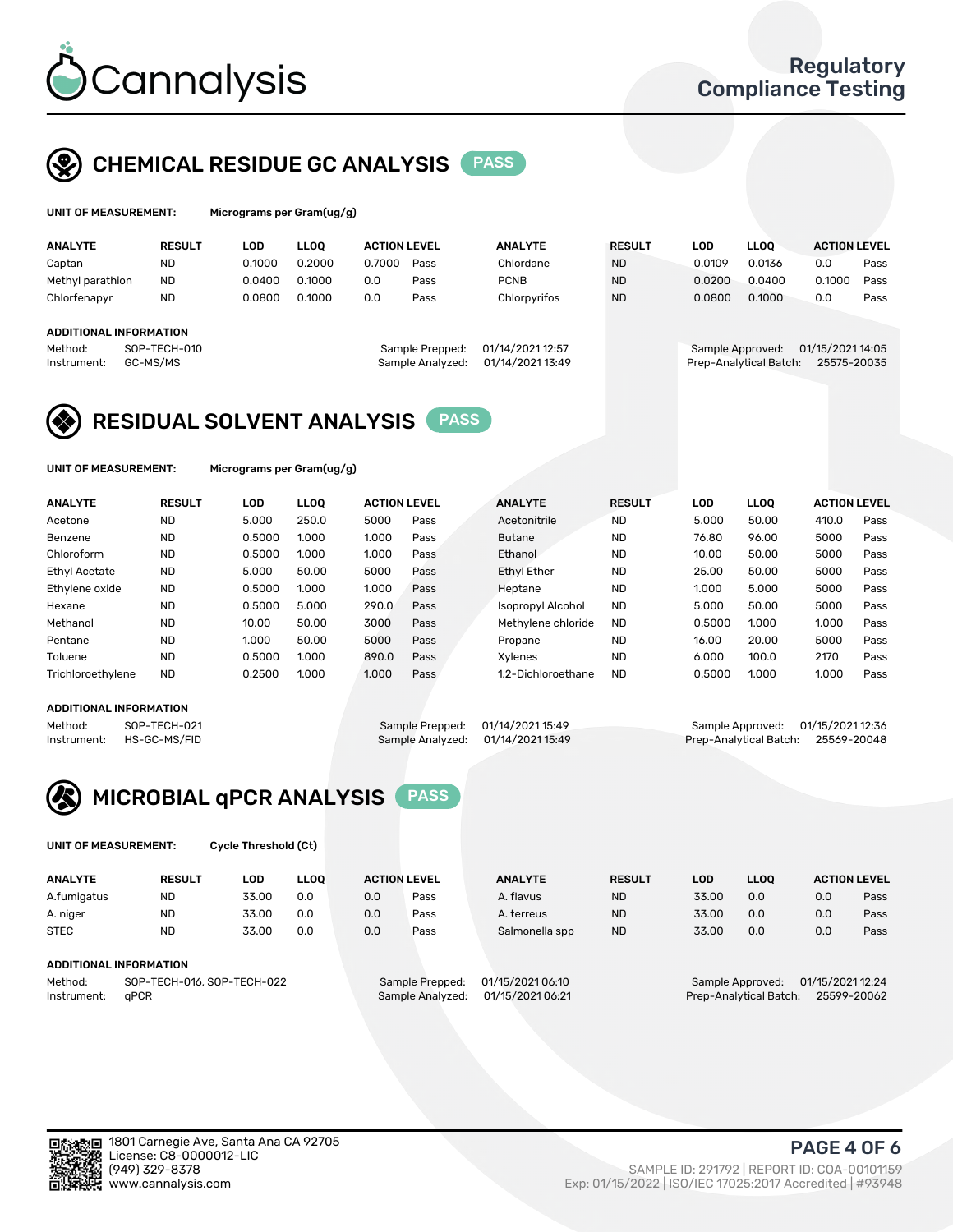# Cannalysis

Regulatory Compliance Testing

## CHEMICAL RESIDUE GC ANALYSIS PASS

**UNIT OF MEASUREMENT:** Micrograms per Gram(ug/g)

| ANALYTE | RESULT | LOD | LLOQ | ACTION LEVEL | | ANALYTE | RESULT | LOD | LLOQ | ACTION LEVEL | |
|---|---|---|---|---|---|---|---|---|---|---|---|
| Captan | ND | 0.1000 | 0.2000 | 0.7000 | Pass | Chlordane | ND | 0.0109 | 0.0136 | 0.0 | Pass |
| Methyl parathion | ND | 0.0400 | 0.1000 | 0.0 | Pass | PCNB | ND | 0.0200 | 0.0400 | 0.1000 | Pass |
| Chlorfenapyr | ND | 0.0800 | 0.1000 | 0.0 | Pass | Chlorpyrifos | ND | 0.0800 | 0.1000 | 0.0 | Pass |

**ADDITIONAL INFORMATION**

Method: SOP-TECH-010
Instrument: GC-MS/MS
Sample Prepped: 01/14/2021 12:57
Sample Analyzed: 01/14/2021 13:49
Sample Approved: 01/15/2021 14:05
Prep-Analytical Batch: 25575-20035

## RESIDUAL SOLVENT ANALYSIS PASS

**UNIT OF MEASUREMENT:** Micrograms per Gram(ug/g)

| ANALYTE | RESULT | LOD | LLOQ | ACTION LEVEL | | ANALYTE | RESULT | LOD | LLOQ | ACTION LEVEL | |
|---|---|---|---|---|---|---|---|---|---|---|---|
| Acetone | ND | 5.000 | 250.0 | 5000 | Pass | Acetonitrile | ND | 5.000 | 50.00 | 410.0 | Pass |
| Benzene | ND | 0.5000 | 1.000 | 1.000 | Pass | Butane | ND | 76.80 | 96.00 | 5000 | Pass |
| Chloroform | ND | 0.5000 | 1.000 | 1.000 | Pass | Ethanol | ND | 10.00 | 50.00 | 5000 | Pass |
| Ethyl Acetate | ND | 5.000 | 50.00 | 5000 | Pass | Ethyl Ether | ND | 25.00 | 50.00 | 5000 | Pass |
| Ethylene oxide | ND | 0.5000 | 1.000 | 1.000 | Pass | Heptane | ND | 1.000 | 5.000 | 5000 | Pass |
| Hexane | ND | 0.5000 | 5.000 | 290.0 | Pass | Isopropyl Alcohol | ND | 5.000 | 50.00 | 5000 | Pass |
| Methanol | ND | 10.00 | 50.00 | 3000 | Pass | Methylene chloride | ND | 0.5000 | 1.000 | 1.000 | Pass |
| Pentane | ND | 1.000 | 50.00 | 5000 | Pass | Propane | ND | 16.00 | 20.00 | 5000 | Pass |
| Toluene | ND | 0.5000 | 1.000 | 890.0 | Pass | Xylenes | ND | 6.000 | 100.0 | 2170 | Pass |
| Trichloroethylene | ND | 0.2500 | 1.000 | 1.000 | Pass | 1,2-Dichloroethane | ND | 0.5000 | 1.000 | 1.000 | Pass |

**ADDITIONAL INFORMATION**

Method: SOP-TECH-021
Instrument: HS-GC-MS/FID
Sample Prepped: 01/14/2021 15:49
Sample Analyzed: 01/14/2021 15:49
Sample Approved: 01/15/2021 12:36
Prep-Analytical Batch: 25569-20048

## MICROBIAL qPCR ANALYSIS PASS

**UNIT OF MEASUREMENT:** Cycle Threshold (Ct)

| ANALYTE | RESULT | LOD | LLOQ | ACTION LEVEL | | ANALYTE | RESULT | LOD | LLOQ | ACTION LEVEL | |
|---|---|---|---|---|---|---|---|---|---|---|---|
| A.fumigatus | ND | 33.00 | 0.0 | 0.0 | Pass | A. flavus | ND | 33.00 | 0.0 | 0.0 | Pass |
| A. niger | ND | 33.00 | 0.0 | 0.0 | Pass | A. terreus | ND | 33.00 | 0.0 | 0.0 | Pass |
| STEC | ND | 33.00 | 0.0 | 0.0 | Pass | Salmonella spp | ND | 33.00 | 0.0 | 0.0 | Pass |

**ADDITIONAL INFORMATION**

Method: SOP-TECH-016, SOP-TECH-022
Instrument: qPCR
Sample Prepped: 01/15/2021 06:10
Sample Analyzed: 01/15/2021 06:21
Sample Approved: 01/15/2021 12:24
Prep-Analytical Batch: 25599-20062

1801 Carnegie Ave, Santa Ana CA 92705
License: C8-0000012-LIC
(949) 329-8378
www.cannalysis.com

SAMPLE ID: 291792 | REPORT ID: COA-00101159
Exp: 01/15/2022 | ISO/IEC 17025:2017 Accredited | #93948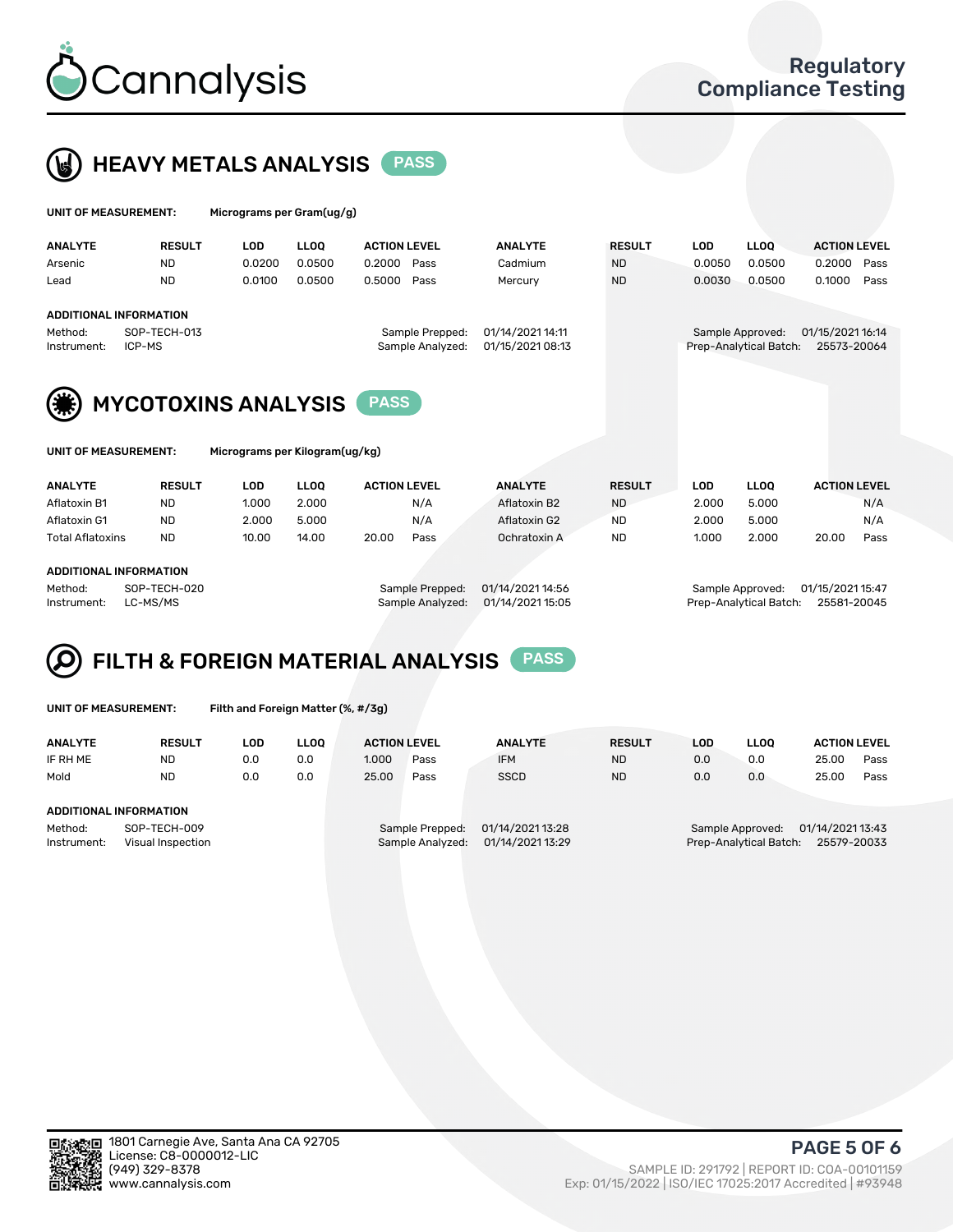Cannalysis

Regulatory Compliance Testing

## HEAVY METALS ANALYSIS PASS

**UNIT OF MEASUREMENT:** Micrograms per Gram(ug/g)

| ANALYTE | RESULT | LOD | LLOQ | ACTION LEVEL | | ANALYTE | RESULT | LOD | LLOQ | ACTION LEVEL | |
|---|---|---|---|---|---|---|---|---|---|---|---|
| Arsenic | ND | 0.0200 | 0.0500 | 0.2000 | Pass | Cadmium | ND | 0.0050 | 0.0500 | 0.2000 | Pass |
| Lead | ND | 0.0100 | 0.0500 | 0.5000 | Pass | Mercury | ND | 0.0030 | 0.0500 | 0.1000 | Pass |

**ADDITIONAL INFORMATION**

Method: SOP-TECH-013
Instrument: ICP-MS
Sample Prepped: 01/14/2021 14:11
Sample Analyzed: 01/15/2021 08:13
Sample Approved: 01/15/2021 16:14
Prep-Analytical Batch: 25573-20064

## MYCOTOXINS ANALYSIS PASS

**UNIT OF MEASUREMENT:** Micrograms per Kilogram(ug/kg)

| ANALYTE | RESULT | LOD | LLOQ | ACTION LEVEL | | ANALYTE | RESULT | LOD | LLOQ | ACTION LEVEL | |
|---|---|---|---|---|---|---|---|---|---|---|---|
| Aflatoxin B1 | ND | 1.000 | 2.000 | | N/A | Aflatoxin B2 | ND | 2.000 | 5.000 | | N/A |
| Aflatoxin G1 | ND | 2.000 | 5.000 | | N/A | Aflatoxin G2 | ND | 2.000 | 5.000 | | N/A |
| Total Aflatoxins | ND | 10.00 | 14.00 | 20.00 | Pass | Ochratoxin A | ND | 1.000 | 2.000 | 20.00 | Pass |

**ADDITIONAL INFORMATION**

Method: SOP-TECH-020
Instrument: LC-MS/MS
Sample Prepped: 01/14/2021 14:56
Sample Analyzed: 01/14/2021 15:05
Sample Approved: 01/15/2021 15:47
Prep-Analytical Batch: 25581-20045

## FILTH & FOREIGN MATERIAL ANALYSIS PASS

**UNIT OF MEASUREMENT:** Filth and Foreign Matter (%, #/3g)

| ANALYTE | RESULT | LOD | LLOQ | ACTION LEVEL | | ANALYTE | RESULT | LOD | LLOQ | ACTION LEVEL | |
|---|---|---|---|---|---|---|---|---|---|---|---|
| IF RH ME | ND | 0.0 | 0.0 | 1.000 | Pass | IFM | ND | 0.0 | 0.0 | 25.00 | Pass |
| Mold | ND | 0.0 | 0.0 | 25.00 | Pass | SSCD | ND | 0.0 | 0.0 | 25.00 | Pass |

**ADDITIONAL INFORMATION**

Method: SOP-TECH-009
Instrument: Visual Inspection
Sample Prepped: 01/14/2021 13:28
Sample Analyzed: 01/14/2021 13:29
Sample Approved: 01/14/2021 13:43
Prep-Analytical Batch: 25579-20033

1801 Carnegie Ave, Santa Ana CA 92705
License: C8-0000012-LIC
(949) 329-8378
www.cannalysis.com

SAMPLE ID: 291792 | REPORT ID: COA-00101159
Exp: 01/15/2022 | ISO/IEC 17025:2017 Accredited | #93948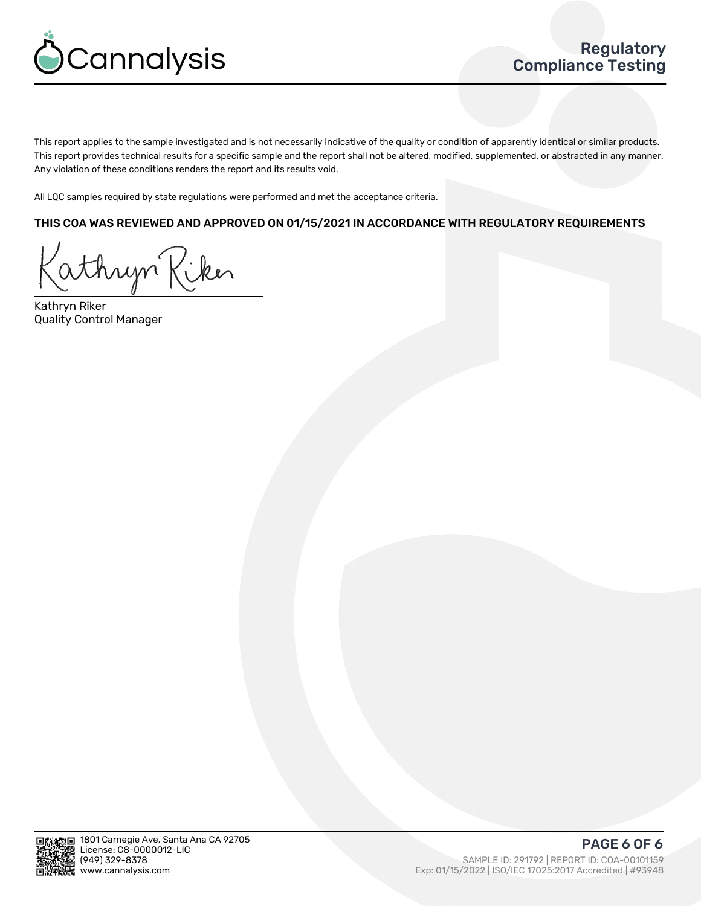This report applies to the sample investigated and is not necessarily indicative of the quality or condition of apparently identical or similar products. This report provides technical results for a specific sample and the report shall not be altered, modified, supplemented, or abstracted in any manner. Any violation of these conditions renders the report and its results void.

All LQC samples required by state regulations were performed and met the acceptance criteria.

**THIS COA WAS REVIEWED AND APPROVED ON 01/15/2021 IN ACCORDANCE WITH REGULATORY REQUIREMENTS**

Kathryn Riker
Quality Control Manager